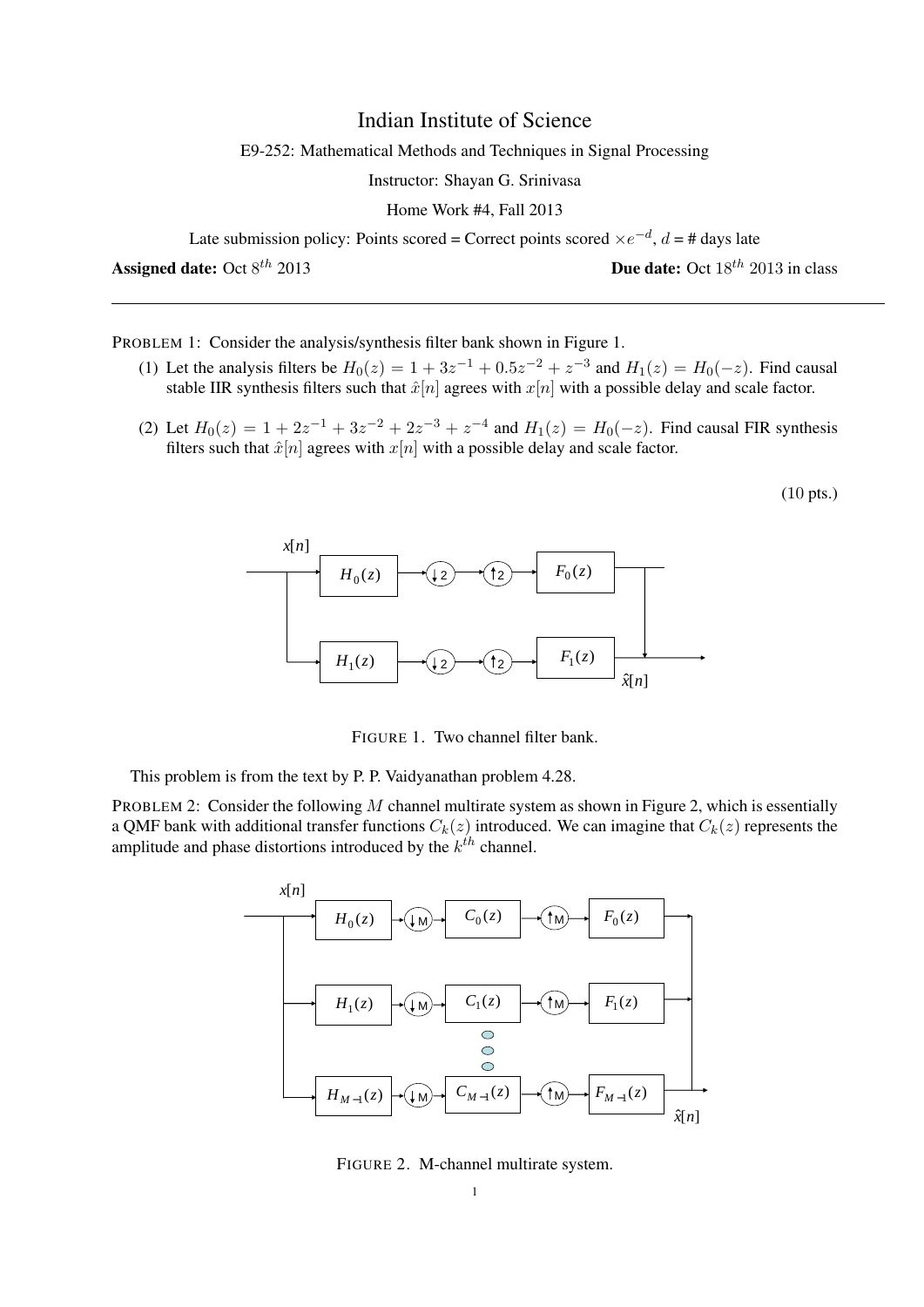# Indian Institute of Science

E9-252: Mathematical Methods and Techniques in Signal Processing

Instructor: Shayan G. Srinivasa

Home Work #4, Fall 2013

Late submission policy: Points scored = Correct points scored $\times e^{-d}$, $d$ = # days late

**Assigned date:** Oct $8^{th}$ 2013 **Due date:** Oct $18^{th}$ 2013 in class

---

PROBLEM 1: Consider the analysis/synthesis filter bank shown in Figure 1.

(1) Let the analysis filters be $H_0(z) = 1 + 3z^{-1} + 0.5z^{-2} + z^{-3}$ and $H_1(z) = H_0(-z)$. Find causal stable IIR synthesis filters such that $\hat{x}[n]$ agrees with $x[n]$ with a possible delay and scale factor.

(2) Let $H_0(z) = 1 + 2z^{-1} + 3z^{-2} + 2z^{-3} + z^{-4}$ and $H_1(z) = H_0(-z)$. Find causal FIR synthesis filters such that $\hat{x}[n]$ agrees with $x[n]$ with a possible delay and scale factor.

(10 pts.)

FIGURE 1. Two channel filter bank.

This problem is from the text by P. P. Vaidyanathan problem 4.28.

PROBLEM 2: Consider the following $M$ channel multirate system as shown in Figure 2, which is essentially a QMF bank with additional transfer functions $C_k(z)$ introduced. We can imagine that $C_k(z)$ represents the amplitude and phase distortions introduced by the $k^{th}$ channel.

FIGURE 2. M-channel multirate system.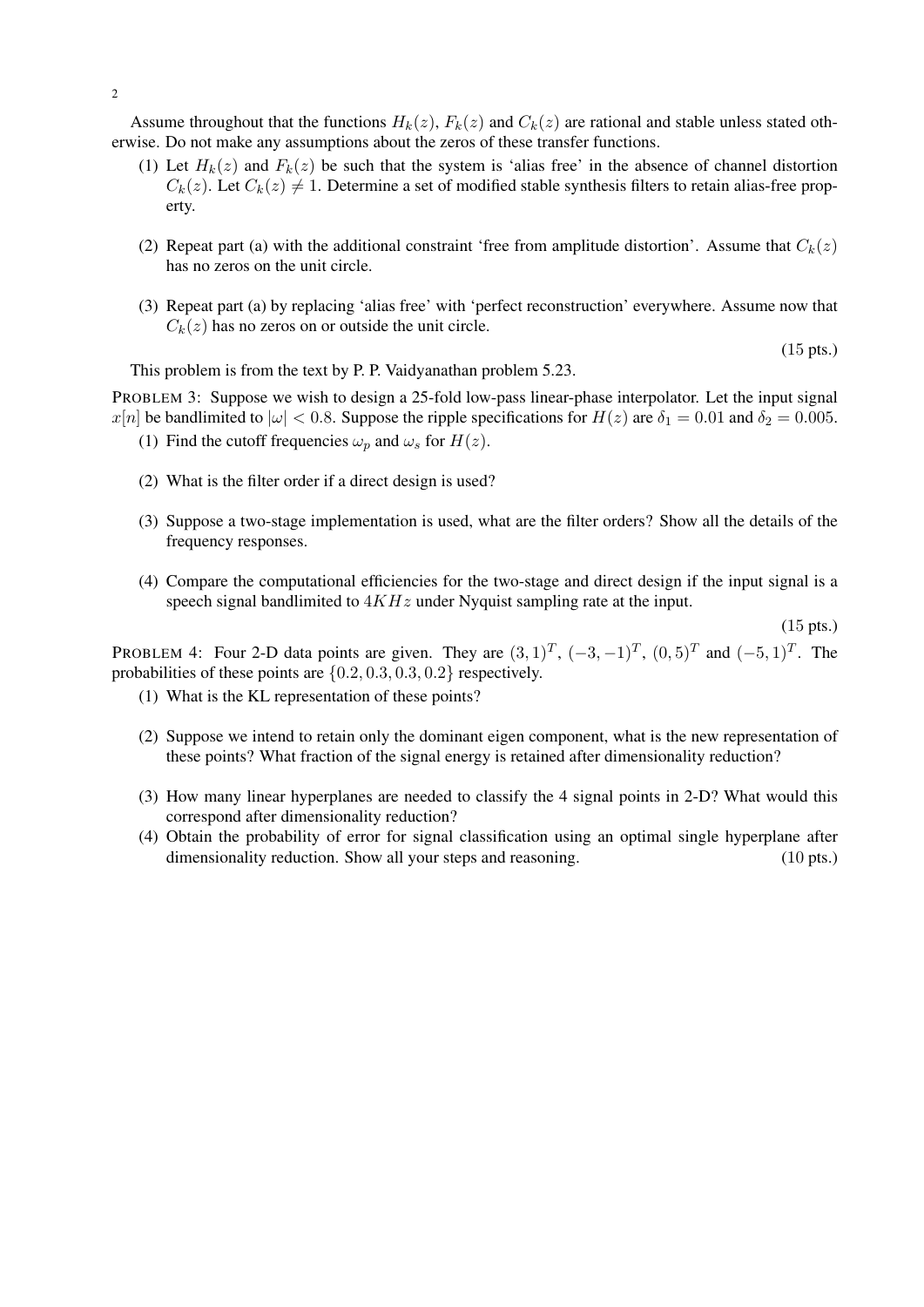Assume throughout that the functions $H_k(z)$, $F_k(z)$ and $C_k(z)$ are rational and stable unless stated otherwise. Do not make any assumptions about the zeros of these transfer functions.

(1) Let $H_k(z)$ and $F_k(z)$ be such that the system is 'alias free' in the absence of channel distortion $C_k(z)$. Let $C_k(z) \neq 1$. Determine a set of modified stable synthesis filters to retain alias-free property.

(2) Repeat part (a) with the additional constraint 'free from amplitude distortion'. Assume that $C_k(z)$ has no zeros on the unit circle.

(3) Repeat part (a) by replacing 'alias free' with 'perfect reconstruction' everywhere. Assume now that $C_k(z)$ has no zeros on or outside the unit circle.

(15 pts.)

This problem is from the text by P. P. Vaidyanathan problem 5.23.

PROBLEM 3: Suppose we wish to design a 25-fold low-pass linear-phase interpolator. Let the input signal $x[n]$ be bandlimited to $|\omega| < 0.8$. Suppose the ripple specifications for $H(z)$ are $\delta_1 = 0.01$ and $\delta_2 = 0.005$.

(1) Find the cutoff frequencies $\omega_p$ and $\omega_s$ for $H(z)$.

(2) What is the filter order if a direct design is used?

(3) Suppose a two-stage implementation is used, what are the filter orders? Show all the details of the frequency responses.

(4) Compare the computational efficiencies for the two-stage and direct design if the input signal is a speech signal bandlimited to $4KHz$ under Nyquist sampling rate at the input.

(15 pts.)

PROBLEM 4: Four 2-D data points are given. They are $(3, 1)^T$, $(-3, -1)^T$, $(0, 5)^T$ and $(-5, 1)^T$. The probabilities of these points are $\{0.2, 0.3, 0.3, 0.2\}$ respectively.

(1) What is the KL representation of these points?

(2) Suppose we intend to retain only the dominant eigen component, what is the new representation of these points? What fraction of the signal energy is retained after dimensionality reduction?

(3) How many linear hyperplanes are needed to classify the 4 signal points in 2-D? What would this correspond after dimensionality reduction?

(4) Obtain the probability of error for signal classification using an optimal single hyperplane after dimensionality reduction. Show all your steps and reasoning. (10 pts.)